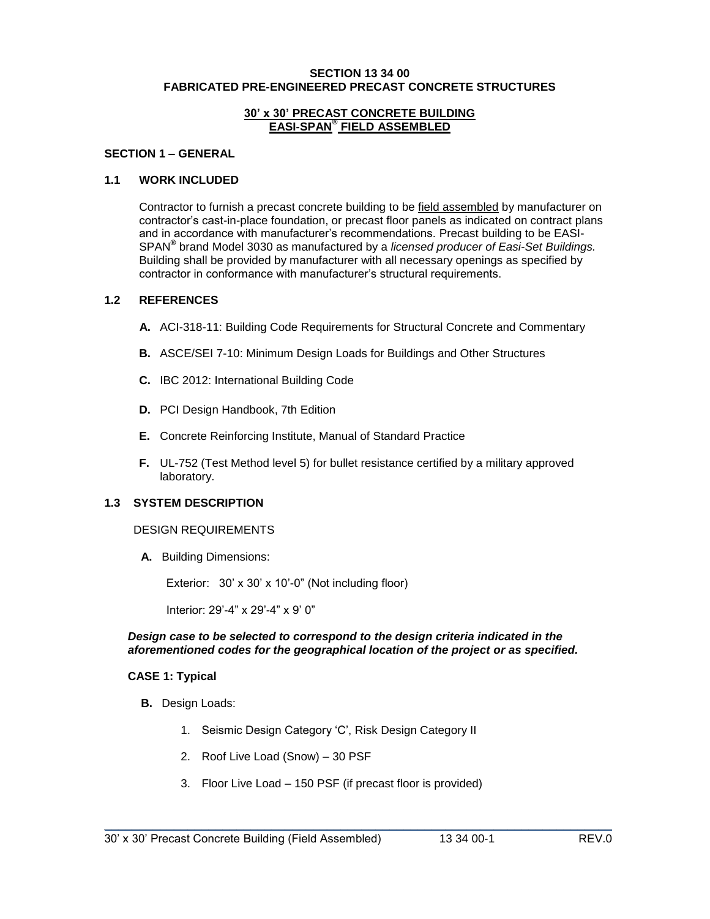# SECTION 13 34 00
# FABRICATED PRE-ENGINEERED PRECAST CONCRETE STRUCTURES

## 30' x 30' PRECAST CONCRETE BUILDING EASI-SPAN® FIELD ASSEMBLED

## SECTION 1 – GENERAL

### 1.1 WORK INCLUDED

Contractor to furnish a precast concrete building to be field assembled by manufacturer on contractor's cast-in-place foundation, or precast floor panels as indicated on contract plans and in accordance with manufacturer's recommendations. Precast building to be EASI-SPAN® brand Model 3030 as manufactured by a *licensed producer of Easi-Set Buildings.* Building shall be provided by manufacturer with all necessary openings as specified by contractor in conformance with manufacturer's structural requirements.

### 1.2 REFERENCES

- **A.** ACI-318-11: Building Code Requirements for Structural Concrete and Commentary
- **B.** ASCE/SEI 7-10: Minimum Design Loads for Buildings and Other Structures
- **C.** IBC 2012: International Building Code
- **D.** PCI Design Handbook, 7th Edition
- **E.** Concrete Reinforcing Institute, Manual of Standard Practice
- **F.** UL-752 (Test Method level 5) for bullet resistance certified by a military approved laboratory.

### 1.3 SYSTEM DESCRIPTION

DESIGN REQUIREMENTS

**A.** Building Dimensions:

Exterior: 30' x 30' x 10'-0" (Not including floor)

Interior: 29'-4" x 29'-4" x 9' 0"

***Design case to be selected to correspond to the design criteria indicated in the aforementioned codes for the geographical location of the project or as specified.***

**CASE 1: Typical**

**B.** Design Loads:

1. Seismic Design Category 'C', Risk Design Category II
2. Roof Live Load (Snow) – 30 PSF
3. Floor Live Load – 150 PSF (if precast floor is provided)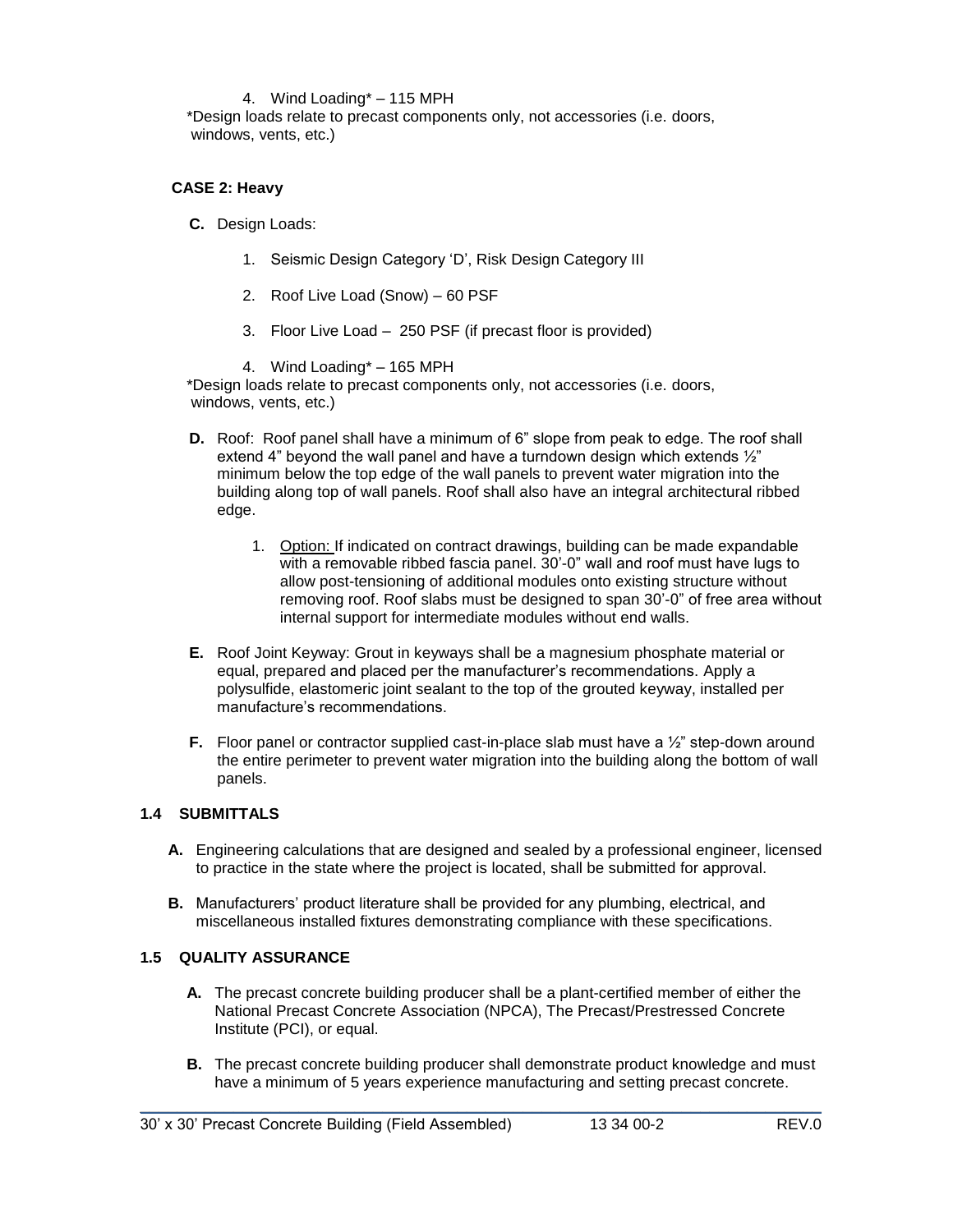4. Wind Loading* – 115 MPH

*Design loads relate to precast components only, not accessories (i.e. doors, windows, vents, etc.)

**CASE 2: Heavy**

**C.** Design Loads:

1. Seismic Design Category ‘D’, Risk Design Category III
2. Roof Live Load (Snow) – 60 PSF
3. Floor Live Load – 250 PSF (if precast floor is provided)
4. Wind Loading* – 165 MPH

*Design loads relate to precast components only, not accessories (i.e. doors, windows, vents, etc.)

**D.** Roof: Roof panel shall have a minimum of 6” slope from peak to edge. The roof shall extend 4” beyond the wall panel and have a turndown design which extends ½” minimum below the top edge of the wall panels to prevent water migration into the building along top of wall panels. Roof shall also have an integral architectural ribbed edge.

1. Option: If indicated on contract drawings, building can be made expandable with a removable ribbed fascia panel. 30’-0” wall and roof must have lugs to allow post-tensioning of additional modules onto existing structure without removing roof. Roof slabs must be designed to span 30’-0” of free area without internal support for intermediate modules without end walls.

**E.** Roof Joint Keyway: Grout in keyways shall be a magnesium phosphate material or equal, prepared and placed per the manufacturer’s recommendations. Apply a polysulfide, elastomeric joint sealant to the top of the grouted keyway, installed per manufacture’s recommendations.

**F.** Floor panel or contractor supplied cast-in-place slab must have a ½” step-down around the entire perimeter to prevent water migration into the building along the bottom of wall panels.

## 1.4 SUBMITTALS

**A.** Engineering calculations that are designed and sealed by a professional engineer, licensed to practice in the state where the project is located, shall be submitted for approval.

**B.** Manufacturers’ product literature shall be provided for any plumbing, electrical, and miscellaneous installed fixtures demonstrating compliance with these specifications.

## 1.5 QUALITY ASSURANCE

**A.** The precast concrete building producer shall be a plant-certified member of either the National Precast Concrete Association (NPCA), The Precast/Prestressed Concrete Institute (PCI), or equal.

**B.** The precast concrete building producer shall demonstrate product knowledge and must have a minimum of 5 years experience manufacturing and setting precast concrete.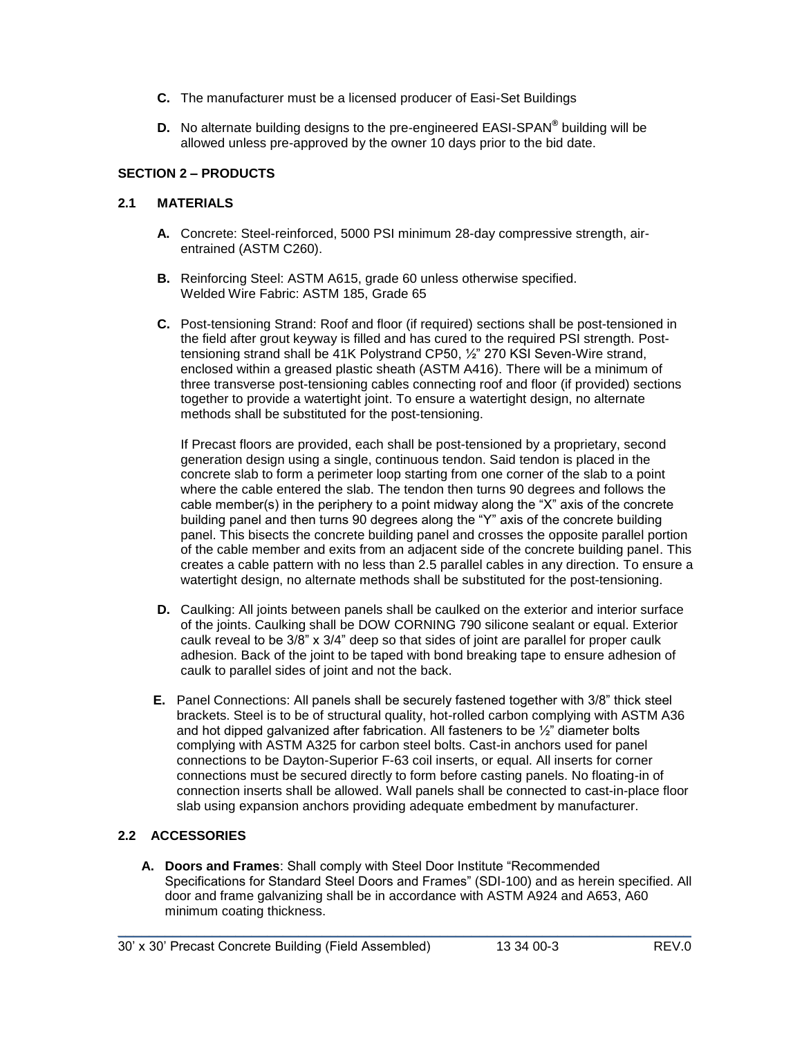**C.** The manufacturer must be a licensed producer of Easi-Set Buildings

**D.** No alternate building designs to the pre-engineered EASI-SPAN® building will be allowed unless pre-approved by the owner 10 days prior to the bid date.

## SECTION 2 – PRODUCTS

### 2.1 MATERIALS

**A.** Concrete: Steel-reinforced, 5000 PSI minimum 28-day compressive strength, air-entrained (ASTM C260).

**B.** Reinforcing Steel: ASTM A615, grade 60 unless otherwise specified.
Welded Wire Fabric: ASTM 185, Grade 65

**C.** Post-tensioning Strand: Roof and floor (if required) sections shall be post-tensioned in the field after grout keyway is filled and has cured to the required PSI strength. Post-tensioning strand shall be 41K Polystrand CP50, ½" 270 KSI Seven-Wire strand, enclosed within a greased plastic sheath (ASTM A416). There will be a minimum of three transverse post-tensioning cables connecting roof and floor (if provided) sections together to provide a watertight joint. To ensure a watertight design, no alternate methods shall be substituted for the post-tensioning.

If Precast floors are provided, each shall be post-tensioned by a proprietary, second generation design using a single, continuous tendon. Said tendon is placed in the concrete slab to form a perimeter loop starting from one corner of the slab to a point where the cable entered the slab. The tendon then turns 90 degrees and follows the cable member(s) in the periphery to a point midway along the "X" axis of the concrete building panel and then turns 90 degrees along the "Y" axis of the concrete building panel. This bisects the concrete building panel and crosses the opposite parallel portion of the cable member and exits from an adjacent side of the concrete building panel. This creates a cable pattern with no less than 2.5 parallel cables in any direction. To ensure a watertight design, no alternate methods shall be substituted for the post-tensioning.

**D.** Caulking: All joints between panels shall be caulked on the exterior and interior surface of the joints. Caulking shall be DOW CORNING 790 silicone sealant or equal. Exterior caulk reveal to be 3/8" x 3/4" deep so that sides of joint are parallel for proper caulk adhesion. Back of the joint to be taped with bond breaking tape to ensure adhesion of caulk to parallel sides of joint and not the back.

**E.** Panel Connections: All panels shall be securely fastened together with 3/8" thick steel brackets. Steel is to be of structural quality, hot-rolled carbon complying with ASTM A36 and hot dipped galvanized after fabrication. All fasteners to be ½" diameter bolts complying with ASTM A325 for carbon steel bolts. Cast-in anchors used for panel connections to be Dayton-Superior F-63 coil inserts, or equal. All inserts for corner connections must be secured directly to form before casting panels. No floating-in of connection inserts shall be allowed. Wall panels shall be connected to cast-in-place floor slab using expansion anchors providing adequate embedment by manufacturer.

### 2.2 ACCESSORIES

**A. Doors and Frames**: Shall comply with Steel Door Institute "Recommended Specifications for Standard Steel Doors and Frames" (SDI-100) and as herein specified. All door and frame galvanizing shall be in accordance with ASTM A924 and A653, A60 minimum coating thickness.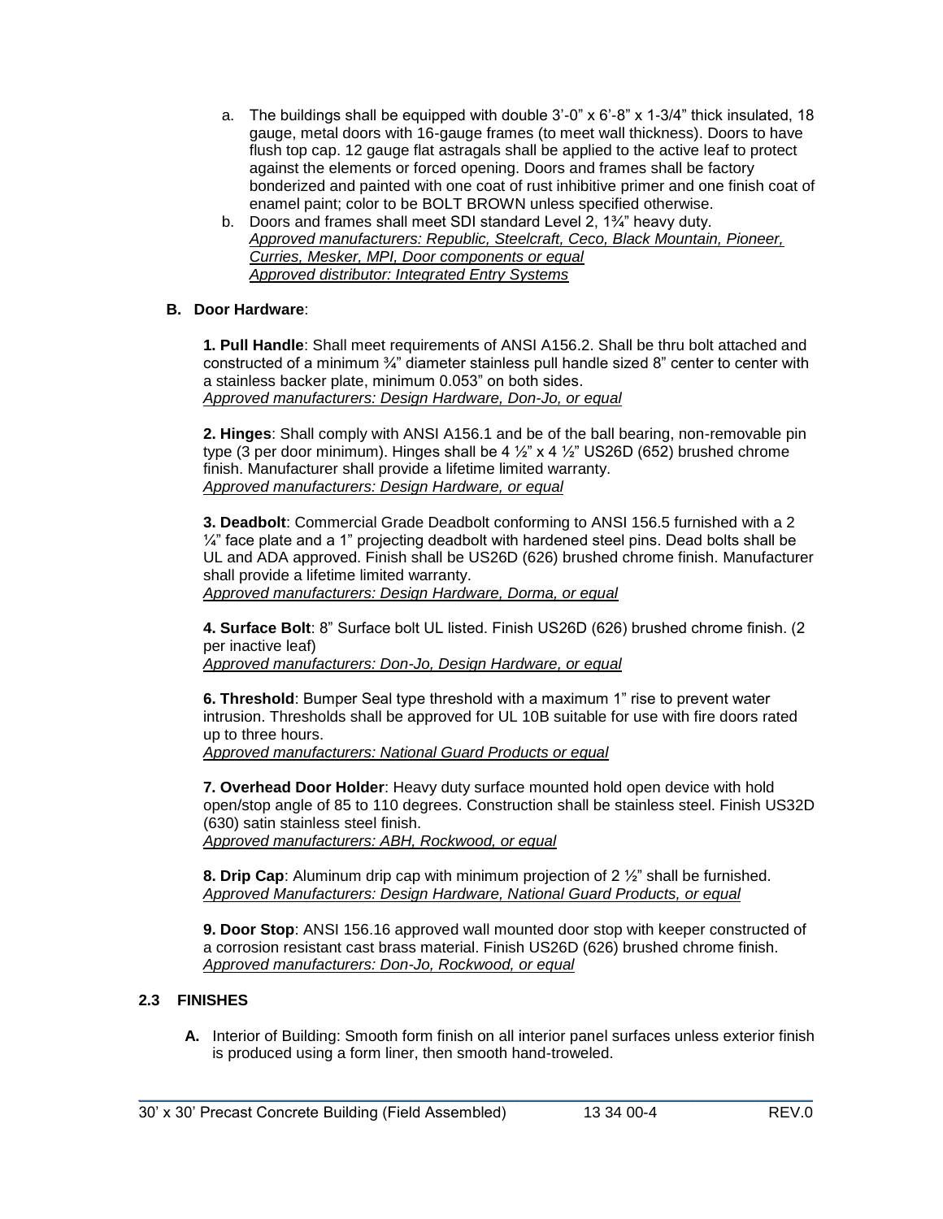a. The buildings shall be equipped with double 3'-0" x 6'-8" x 1-3/4" thick insulated, 18 gauge, metal doors with 16-gauge frames (to meet wall thickness). Doors to have flush top cap. 12 gauge flat astragals shall be applied to the active leaf to protect against the elements or forced opening. Doors and frames shall be factory bonderized and painted with one coat of rust inhibitive primer and one finish coat of enamel paint; color to be BOLT BROWN unless specified otherwise.

b. Doors and frames shall meet SDI standard Level 2, 1¾" heavy duty.
*Approved manufacturers: Republic, Steelcraft, Ceco, Black Mountain, Pioneer, Curries, Mesker, MPI, Door components or equal*
*Approved distributor: Integrated Entry Systems*

**B. Door Hardware**:

**1. Pull Handle**: Shall meet requirements of ANSI A156.2. Shall be thru bolt attached and constructed of a minimum ¾" diameter stainless pull handle sized 8" center to center with a stainless backer plate, minimum 0.053" on both sides.
*Approved manufacturers: Design Hardware, Don-Jo, or equal*

**2. Hinges**: Shall comply with ANSI A156.1 and be of the ball bearing, non-removable pin type (3 per door minimum). Hinges shall be 4 ½" x 4 ½" US26D (652) brushed chrome finish. Manufacturer shall provide a lifetime limited warranty.
*Approved manufacturers: Design Hardware, or equal*

**3. Deadbolt**: Commercial Grade Deadbolt conforming to ANSI 156.5 furnished with a 2 ¼" face plate and a 1" projecting deadbolt with hardened steel pins. Dead bolts shall be UL and ADA approved. Finish shall be US26D (626) brushed chrome finish. Manufacturer shall provide a lifetime limited warranty.
*Approved manufacturers: Design Hardware, Dorma, or equal*

**4. Surface Bolt**: 8" Surface bolt UL listed. Finish US26D (626) brushed chrome finish. (2 per inactive leaf)
*Approved manufacturers: Don-Jo, Design Hardware, or equal*

**6. Threshold**: Bumper Seal type threshold with a maximum 1" rise to prevent water intrusion. Thresholds shall be approved for UL 10B suitable for use with fire doors rated up to three hours.
*Approved manufacturers: National Guard Products or equal*

**7. Overhead Door Holder**: Heavy duty surface mounted hold open device with hold open/stop angle of 85 to 110 degrees. Construction shall be stainless steel. Finish US32D (630) satin stainless steel finish.
*Approved manufacturers: ABH, Rockwood, or equal*

**8. Drip Cap**: Aluminum drip cap with minimum projection of 2 ½" shall be furnished.
*Approved Manufacturers: Design Hardware, National Guard Products, or equal*

**9. Door Stop**: ANSI 156.16 approved wall mounted door stop with keeper constructed of a corrosion resistant cast brass material. Finish US26D (626) brushed chrome finish.
*Approved manufacturers: Don-Jo, Rockwood, or equal*

## 2.3 FINISHES

**A.** Interior of Building: Smooth form finish on all interior panel surfaces unless exterior finish is produced using a form liner, then smooth hand-troweled.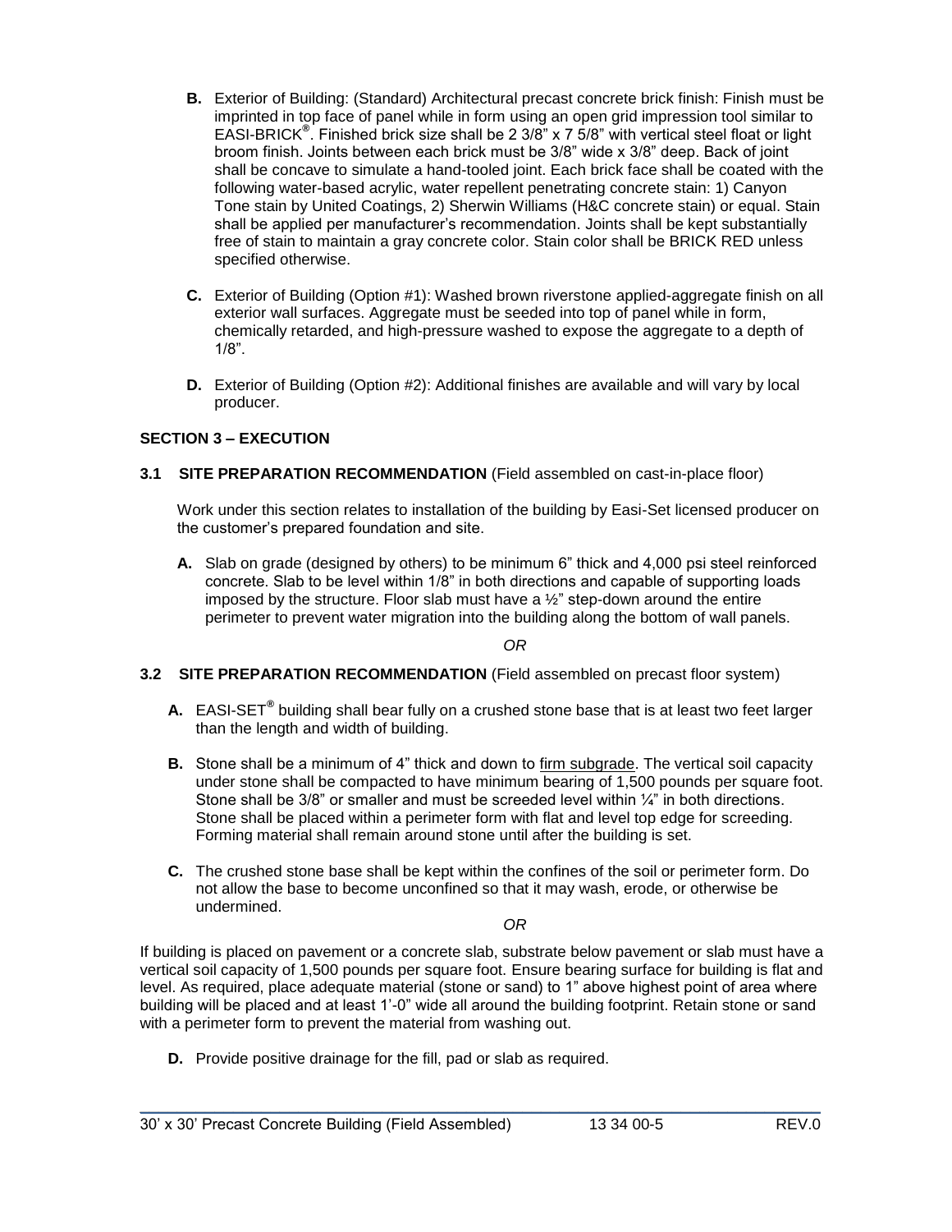**B.** Exterior of Building: (Standard) Architectural precast concrete brick finish: Finish must be imprinted in top face of panel while in form using an open grid impression tool similar to EASI-BRICK®. Finished brick size shall be 2 3/8" x 7 5/8" with vertical steel float or light broom finish. Joints between each brick must be 3/8" wide x 3/8" deep. Back of joint shall be concave to simulate a hand-tooled joint. Each brick face shall be coated with the following water-based acrylic, water repellent penetrating concrete stain: 1) Canyon Tone stain by United Coatings, 2) Sherwin Williams (H&C concrete stain) or equal. Stain shall be applied per manufacturer's recommendation. Joints shall be kept substantially free of stain to maintain a gray concrete color. Stain color shall be BRICK RED unless specified otherwise.

**C.** Exterior of Building (Option #1): Washed brown riverstone applied-aggregate finish on all exterior wall surfaces. Aggregate must be seeded into top of panel while in form, chemically retarded, and high-pressure washed to expose the aggregate to a depth of 1/8".

**D.** Exterior of Building (Option #2): Additional finishes are available and will vary by local producer.

## SECTION 3 – EXECUTION

### 3.1 SITE PREPARATION RECOMMENDATION (Field assembled on cast-in-place floor)

Work under this section relates to installation of the building by Easi-Set licensed producer on the customer's prepared foundation and site.

**A.** Slab on grade (designed by others) to be minimum 6" thick and 4,000 psi steel reinforced concrete. Slab to be level within 1/8" in both directions and capable of supporting loads imposed by the structure. Floor slab must have a ½" step-down around the entire perimeter to prevent water migration into the building along the bottom of wall panels.

*OR*

### 3.2 SITE PREPARATION RECOMMENDATION (Field assembled on precast floor system)

**A.** EASI-SET® building shall bear fully on a crushed stone base that is at least two feet larger than the length and width of building.

**B.** Stone shall be a minimum of 4" thick and down to firm subgrade. The vertical soil capacity under stone shall be compacted to have minimum bearing of 1,500 pounds per square foot. Stone shall be 3/8" or smaller and must be screeded level within ¼" in both directions. Stone shall be placed within a perimeter form with flat and level top edge for screeding. Forming material shall remain around stone until after the building is set.

**C.** The crushed stone base shall be kept within the confines of the soil or perimeter form. Do not allow the base to become unconfined so that it may wash, erode, or otherwise be undermined.

*OR*

If building is placed on pavement or a concrete slab, substrate below pavement or slab must have a vertical soil capacity of 1,500 pounds per square foot. Ensure bearing surface for building is flat and level. As required, place adequate material (stone or sand) to 1" above highest point of area where building will be placed and at least 1'-0" wide all around the building footprint. Retain stone or sand with a perimeter form to prevent the material from washing out.

**D.** Provide positive drainage for the fill, pad or slab as required.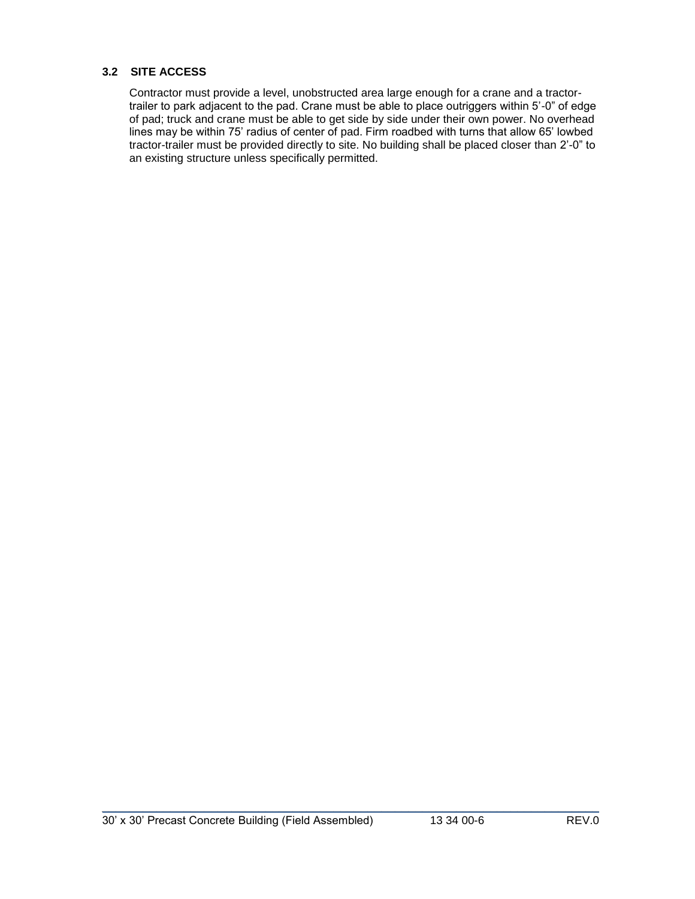### 3.2 SITE ACCESS

Contractor must provide a level, unobstructed area large enough for a crane and a tractor-trailer to park adjacent to the pad. Crane must be able to place outriggers within 5’-0” of edge of pad; truck and crane must be able to get side by side under their own power. No overhead lines may be within 75’ radius of center of pad. Firm roadbed with turns that allow 65’ lowbed tractor-trailer must be provided directly to site. No building shall be placed closer than 2’-0” to an existing structure unless specifically permitted.